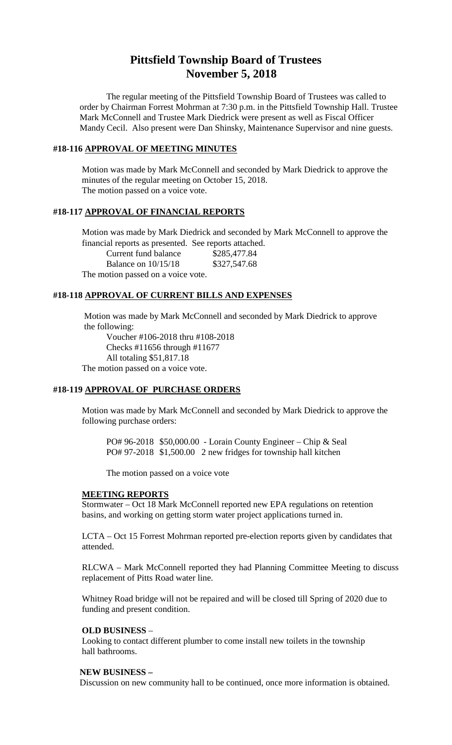# Pittsfield Township Board of Trustees
# November 5, 2018

The regular meeting of the Pittsfield Township Board of Trustees was called to order by Chairman Forrest Mohrman at 7:30 p.m. in the Pittsfield Township Hall. Trustee Mark McConnell and Trustee Mark Diedrick were present as well as Fiscal Officer Mandy Cecil. Also present were Dan Shinsky, Maintenance Supervisor and nine guests.

## #18-116 APPROVAL OF MEETING MINUTES

Motion was made by Mark McConnell and seconded by Mark Diedrick to approve the minutes of the regular meeting on October 15, 2018.
The motion passed on a voice vote.

## #18-117 APPROVAL OF FINANCIAL REPORTS

Motion was made by Mark Diedrick and seconded by Mark McConnell to approve the financial reports as presented. See reports attached.

| | |
|---|---|
| Current fund balance | $285,477.84 |
| Balance on 10/15/18 | $327,547.68 |

The motion passed on a voice vote.

## #18-118 APPROVAL OF CURRENT BILLS AND EXPENSES

Motion was made by Mark McConnell and seconded by Mark Diedrick to approve the following:

Voucher #106-2018 thru #108-2018
Checks #11656 through #11677
All totaling $51,817.18

The motion passed on a voice vote.

## #18-119 APPROVAL OF PURCHASE ORDERS

Motion was made by Mark McConnell and seconded by Mark Diedrick to approve the following purchase orders:

PO# 96-2018 $50,000.00 - Lorain County Engineer – Chip & Seal
PO# 97-2018 $1,500.00 2 new fridges for township hall kitchen

The motion passed on a voice vote

### MEETING REPORTS

Stormwater – Oct 18 Mark McConnell reported new EPA regulations on retention basins, and working on getting storm water project applications turned in.

LCTA – Oct 15 Forrest Mohrman reported pre-election reports given by candidates that attended.

RLCWA – Mark McConnell reported they had Planning Committee Meeting to discuss replacement of Pitts Road water line.

Whitney Road bridge will not be repaired and will be closed till Spring of 2020 due to funding and present condition.

### OLD BUSINESS –

Looking to contact different plumber to come install new toilets in the township hall bathrooms.

### NEW BUSINESS –

Discussion on new community hall to be continued, once more information is obtained.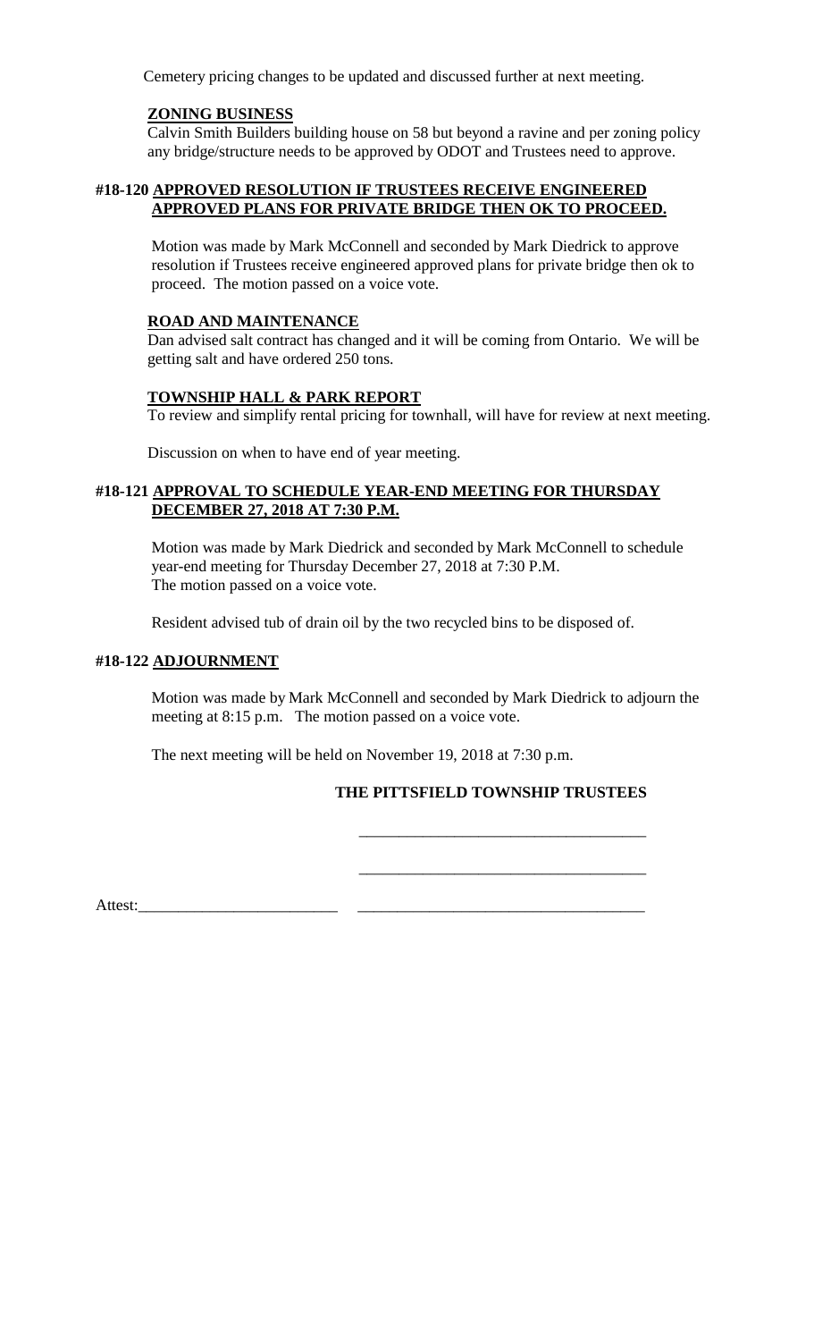Cemetery pricing changes to be updated and discussed further at next meeting.

**ZONING BUSINESS**

Calvin Smith Builders building house on 58 but beyond a ravine and per zoning policy any bridge/structure needs to be approved by ODOT and Trustees need to approve.

**#18-120 APPROVED RESOLUTION IF TRUSTEES RECEIVE ENGINEERED APPROVED PLANS FOR PRIVATE BRIDGE THEN OK TO PROCEED.**

Motion was made by Mark McConnell and seconded by Mark Diedrick to approve resolution if Trustees receive engineered approved plans for private bridge then ok to proceed. The motion passed on a voice vote.

**ROAD AND MAINTENANCE**

Dan advised salt contract has changed and it will be coming from Ontario. We will be getting salt and have ordered 250 tons.

**TOWNSHIP HALL & PARK REPORT**

To review and simplify rental pricing for townhall, will have for review at next meeting.

Discussion on when to have end of year meeting.

**#18-121 APPROVAL TO SCHEDULE YEAR-END MEETING FOR THURSDAY DECEMBER 27, 2018 AT 7:30 P.M.**

Motion was made by Mark Diedrick and seconded by Mark McConnell to schedule year-end meeting for Thursday December 27, 2018 at 7:30 P.M.
The motion passed on a voice vote.

Resident advised tub of drain oil by the two recycled bins to be disposed of.

**#18-122 ADJOURNMENT**

Motion was made by Mark McConnell and seconded by Mark Diedrick to adjourn the meeting at 8:15 p.m. The motion passed on a voice vote.

The next meeting will be held on November 19, 2018 at 7:30 p.m.

**THE PITTSFIELD TOWNSHIP TRUSTEES**

\_\_\_\_\_\_\_\_\_\_\_\_\_\_\_\_\_\_\_\_\_\_\_\_\_\_\_\_\_\_\_\_\_\_\_\_

\_\_\_\_\_\_\_\_\_\_\_\_\_\_\_\_\_\_\_\_\_\_\_\_\_\_\_\_\_\_\_\_\_\_\_\_

Attest:\_\_\_\_\_\_\_\_\_\_\_\_\_\_\_\_\_\_\_\_\_\_\_\_\_ \_\_\_\_\_\_\_\_\_\_\_\_\_\_\_\_\_\_\_\_\_\_\_\_\_\_\_\_\_\_\_\_\_\_\_\_